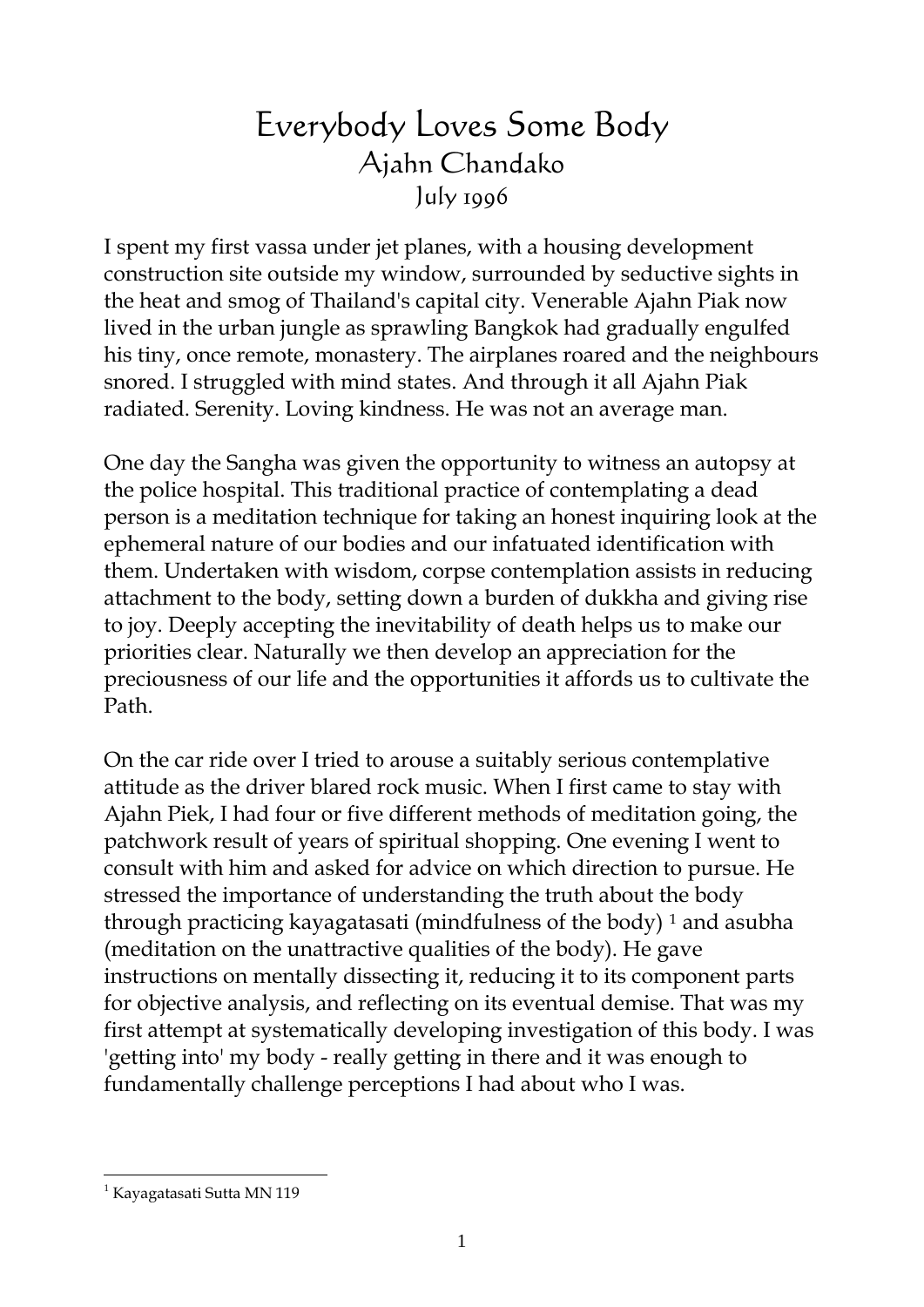# Everybody Loves Some Body

Ajahn Chandako

July 1996

I spent my first vassa under jet planes, with a housing development construction site outside my window, surrounded by seductive sights in the heat and smog of Thailand's capital city. Venerable Ajahn Piak now lived in the urban jungle as sprawling Bangkok had gradually engulfed his tiny, once remote, monastery. The airplanes roared and the neighbours snored. I struggled with mind states. And through it all Ajahn Piak radiated. Serenity. Loving kindness. He was not an average man.

One day the Sangha was given the opportunity to witness an autopsy at the police hospital. This traditional practice of contemplating a dead person is a meditation technique for taking an honest inquiring look at the ephemeral nature of our bodies and our infatuated identification with them. Undertaken with wisdom, corpse contemplation assists in reducing attachment to the body, setting down a burden of dukkha and giving rise to joy. Deeply accepting the inevitability of death helps us to make our priorities clear. Naturally we then develop an appreciation for the preciousness of our life and the opportunities it affords us to cultivate the Path.

On the car ride over I tried to arouse a suitably serious contemplative attitude as the driver blared rock music. When I first came to stay with Ajahn Piek, I had four or five different methods of meditation going, the patchwork result of years of spiritual shopping. One evening I went to consult with him and asked for advice on which direction to pursue. He stressed the importance of understanding the truth about the body through practicing kayagatasati (mindfulness of the body) [1] and asubha (meditation on the unattractive qualities of the body). He gave instructions on mentally dissecting it, reducing it to its component parts for objective analysis, and reflecting on its eventual demise. That was my first attempt at systematically developing investigation of this body. I was 'getting into' my body - really getting in there and it was enough to fundamentally challenge perceptions I had about who I was.

[1] Kayagatasati Sutta MN 119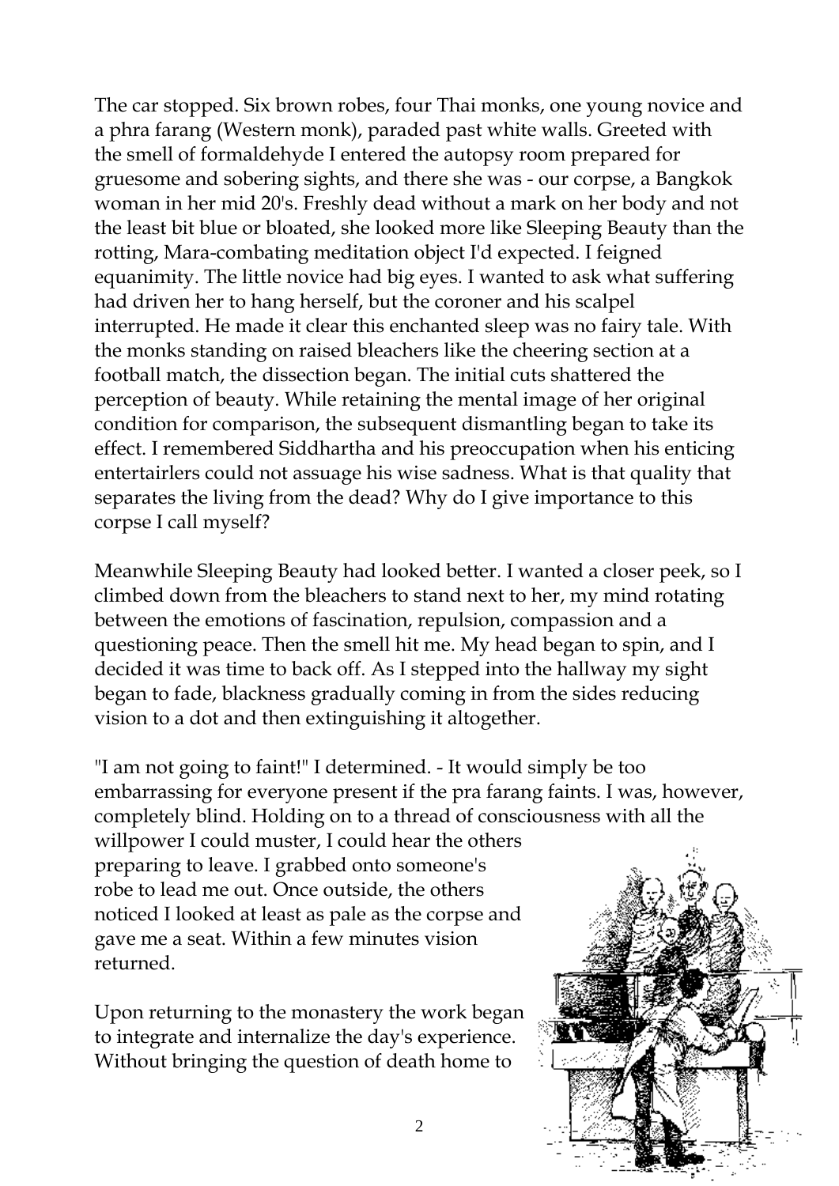The car stopped. Six brown robes, four Thai monks, one young novice and a phra farang (Western monk), paraded past white walls. Greeted with the smell of formaldehyde I entered the autopsy room prepared for gruesome and sobering sights, and there she was - our corpse, a Bangkok woman in her mid 20's. Freshly dead without a mark on her body and not the least bit blue or bloated, she looked more like Sleeping Beauty than the rotting, Mara-combating meditation object I'd expected. I feigned equanimity. The little novice had big eyes. I wanted to ask what suffering had driven her to hang herself, but the coroner and his scalpel interrupted. He made it clear this enchanted sleep was no fairy tale. With the monks standing on raised bleachers like the cheering section at a football match, the dissection began. The initial cuts shattered the perception of beauty. While retaining the mental image of her original condition for comparison, the subsequent dismantling began to take its effect. I remembered Siddhartha and his preoccupation when his enticing entertairlers could not assuage his wise sadness. What is that quality that separates the living from the dead? Why do I give importance to this corpse I call myself?

Meanwhile Sleeping Beauty had looked better. I wanted a closer peek, so I climbed down from the bleachers to stand next to her, my mind rotating between the emotions of fascination, repulsion, compassion and a questioning peace. Then the smell hit me. My head began to spin, and I decided it was time to back off. As I stepped into the hallway my sight began to fade, blackness gradually coming in from the sides reducing vision to a dot and then extinguishing it altogether.

"I am not going to faint!" I determined. - It would simply be too embarrassing for everyone present if the pra farang faints. I was, however, completely blind. Holding on to a thread of consciousness with all the willpower I could muster, I could hear the others preparing to leave. I grabbed onto someone's robe to lead me out. Once outside, the others noticed I looked at least as pale as the corpse and gave me a seat. Within a few minutes vision returned.

Upon returning to the monastery the work began to integrate and internalize the day's experience. Without bringing the question of death home to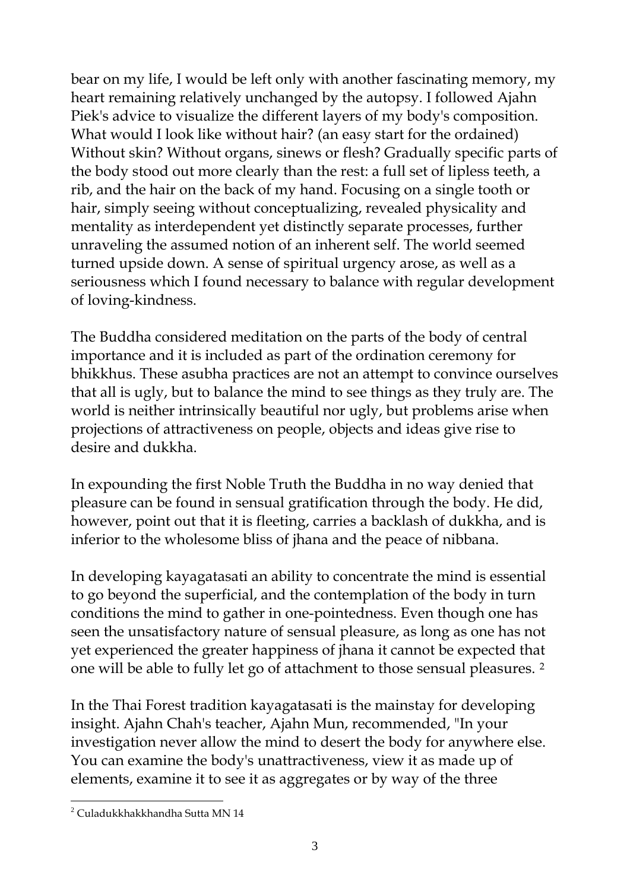bear on my life, I would be left only with another fascinating memory, my heart remaining relatively unchanged by the autopsy. I followed Ajahn Piek's advice to visualize the different layers of my body's composition. What would I look like without hair? (an easy start for the ordained) Without skin? Without organs, sinews or flesh? Gradually specific parts of the body stood out more clearly than the rest: a full set of lipless teeth, a rib, and the hair on the back of my hand. Focusing on a single tooth or hair, simply seeing without conceptualizing, revealed physicality and mentality as interdependent yet distinctly separate processes, further unraveling the assumed notion of an inherent self. The world seemed turned upside down. A sense of spiritual urgency arose, as well as a seriousness which I found necessary to balance with regular development of loving-kindness.

The Buddha considered meditation on the parts of the body of central importance and it is included as part of the ordination ceremony for bhikkhus. These asubha practices are not an attempt to convince ourselves that all is ugly, but to balance the mind to see things as they truly are. The world is neither intrinsically beautiful nor ugly, but problems arise when projections of attractiveness on people, objects and ideas give rise to desire and dukkha.

In expounding the first Noble Truth the Buddha in no way denied that pleasure can be found in sensual gratification through the body. He did, however, point out that it is fleeting, carries a backlash of dukkha, and is inferior to the wholesome bliss of jhana and the peace of nibbana.

In developing kayagatasati an ability to concentrate the mind is essential to go beyond the superficial, and the contemplation of the body in turn conditions the mind to gather in one-pointedness. Even though one has seen the unsatisfactory nature of sensual pleasure, as long as one has not yet experienced the greater happiness of jhana it cannot be expected that one will be able to fully let go of attachment to those sensual pleasures. [2]

In the Thai Forest tradition kayagatasati is the mainstay for developing insight. Ajahn Chah's teacher, Ajahn Mun, recommended, "In your investigation never allow the mind to desert the body for anywhere else. You can examine the body's unattractiveness, view it as made up of elements, examine it to see it as aggregates or by way of the three

---

[2] Culadukkhakkhandha Sutta MN 14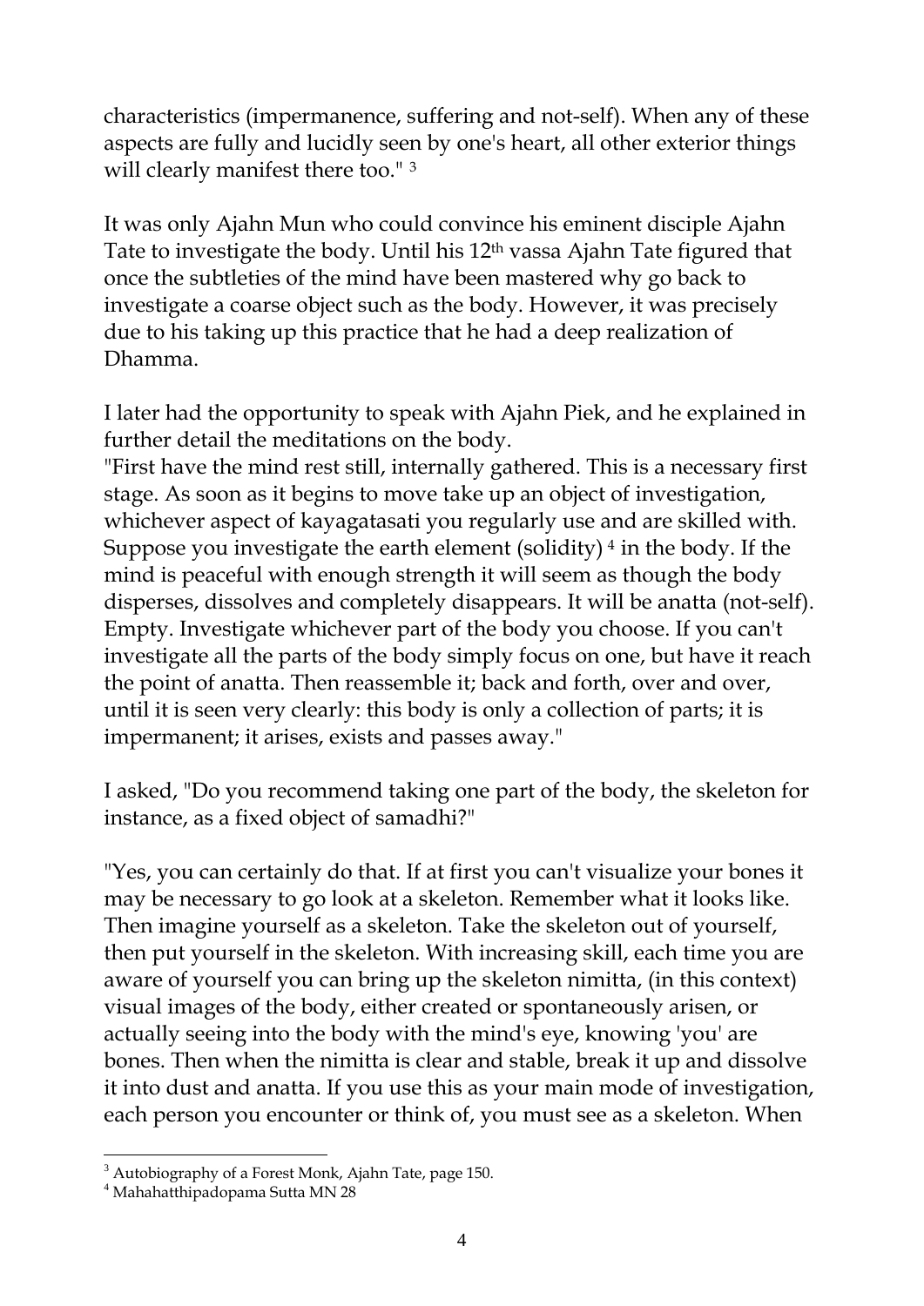characteristics (impermanence, suffering and not-self). When any of these aspects are fully and lucidly seen by one's heart, all other exterior things will clearly manifest there too." [3]

It was only Ajahn Mun who could convince his eminent disciple Ajahn Tate to investigate the body. Until his 12th vassa Ajahn Tate figured that once the subtleties of the mind have been mastered why go back to investigate a coarse object such as the body. However, it was precisely due to his taking up this practice that he had a deep realization of Dhamma.

I later had the opportunity to speak with Ajahn Piek, and he explained in further detail the meditations on the body.
"First have the mind rest still, internally gathered. This is a necessary first stage. As soon as it begins to move take up an object of investigation, whichever aspect of kayagatasati you regularly use and are skilled with. Suppose you investigate the earth element (solidity) [4] in the body. If the mind is peaceful with enough strength it will seem as though the body disperses, dissolves and completely disappears. It will be anatta (not-self). Empty. Investigate whichever part of the body you choose. If you can't investigate all the parts of the body simply focus on one, but have it reach the point of anatta. Then reassemble it; back and forth, over and over, until it is seen very clearly: this body is only a collection of parts; it is impermanent; it arises, exists and passes away."

I asked, "Do you recommend taking one part of the body, the skeleton for instance, as a fixed object of samadhi?"

"Yes, you can certainly do that. If at first you can't visualize your bones it may be necessary to go look at a skeleton. Remember what it looks like. Then imagine yourself as a skeleton. Take the skeleton out of yourself, then put yourself in the skeleton. With increasing skill, each time you are aware of yourself you can bring up the skeleton nimitta, (in this context) visual images of the body, either created or spontaneously arisen, or actually seeing into the body with the mind's eye, knowing 'you' are bones. Then when the nimitta is clear and stable, break it up and dissolve it into dust and anatta. If you use this as your main mode of investigation, each person you encounter or think of, you must see as a skeleton. When

---

[3] Autobiography of a Forest Monk, Ajahn Tate, page 150.

[4] Mahahatthipadopama Sutta MN 28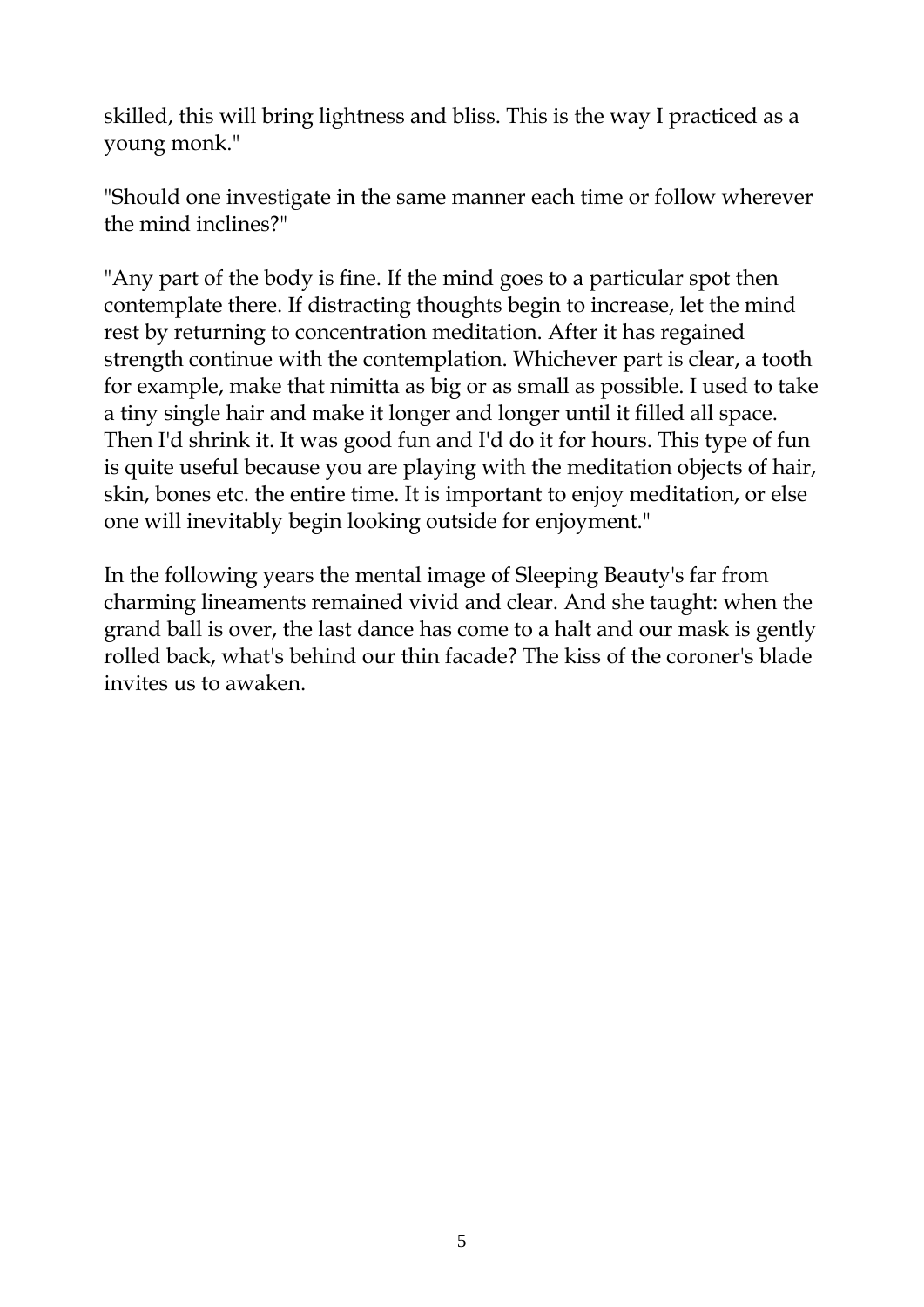skilled, this will bring lightness and bliss. This is the way I practiced as a young monk."

"Should one investigate in the same manner each time or follow wherever the mind inclines?"

"Any part of the body is fine. If the mind goes to a particular spot then contemplate there. If distracting thoughts begin to increase, let the mind rest by returning to concentration meditation. After it has regained strength continue with the contemplation. Whichever part is clear, a tooth for example, make that nimitta as big or as small as possible. I used to take a tiny single hair and make it longer and longer until it filled all space. Then I'd shrink it. It was good fun and I'd do it for hours. This type of fun is quite useful because you are playing with the meditation objects of hair, skin, bones etc. the entire time. It is important to enjoy meditation, or else one will inevitably begin looking outside for enjoyment."

In the following years the mental image of Sleeping Beauty's far from charming lineaments remained vivid and clear. And she taught: when the grand ball is over, the last dance has come to a halt and our mask is gently rolled back, what's behind our thin facade? The kiss of the coroner's blade invites us to awaken.